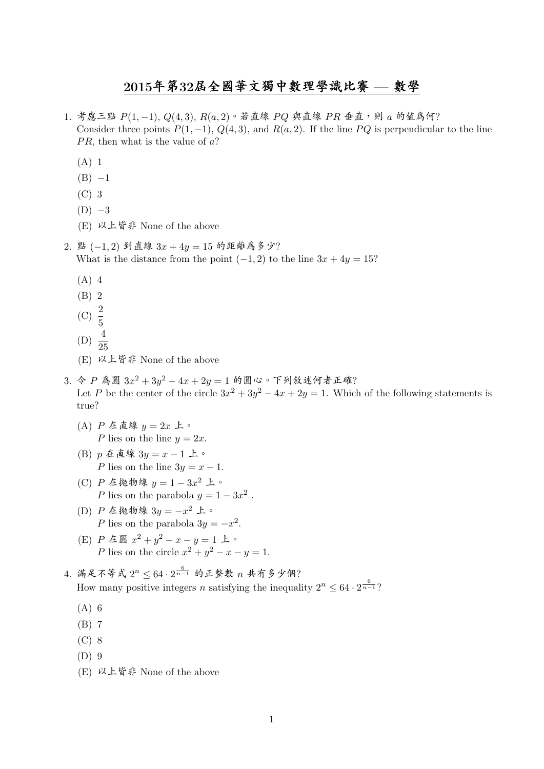# 2015年第32屆全國華文獨中數理學識比賽 — 數學

1. 考慮三點 $P(1,-1)$, $Q(4,3)$, $R(a,2)$。若直線 $PQ$ 與直線 $PR$ 垂直，則 $a$ 的值爲何?
   Consider three points $P(1,-1)$, $Q(4,3)$, and $R(a,2)$. If the line $PQ$ is perpendicular to the line $PR$, then what is the value of $a$?

   (A) 1
   (B) $-1$
   (C) 3
   (D) $-3$
   (E) 以上皆非 None of the above

2. 點 $(-1,2)$ 到直線 $3x+4y=15$ 的距離爲多少?
   What is the distance from the point $(-1,2)$ to the line $3x+4y=15$?

   (A) 4
   (B) 2
   (C) $\frac{2}{5}$
   (D) $\frac{4}{25}$
   (E) 以上皆非 None of the above

3. 令 $P$ 爲圓 $3x^2+3y^2-4x+2y=1$ 的圓心。下列敘述何者正確?
   Let $P$ be the center of the circle $3x^2+3y^2-4x+2y=1$. Which of the following statements is true?

   (A) $P$ 在直線 $y=2x$ 上。
   $P$ lies on the line $y=2x$.
   (B) $p$ 在直線 $3y=x-1$ 上。
   $P$ lies on the line $3y=x-1$.
   (C) $P$ 在拋物線 $y=1-3x^2$ 上。
   $P$ lies on the parabola $y=1-3x^2$ .
   (D) $P$ 在拋物線 $3y=-x^2$ 上。
   $P$ lies on the parabola $3y=-x^2$.
   (E) $P$ 在圓 $x^2+y^2-x-y=1$ 上。
   $P$ lies on the circle $x^2+y^2-x-y=1$.

4. 滿足不等式 $2^n \leq 64 \cdot 2^{\frac{6}{n-1}}$ 的正整數 $n$ 共有多少個?
   How many positive integers $n$ satisfying the inequality $2^n \leq 64 \cdot 2^{\frac{6}{n-1}}$?

   (A) 6
   (B) 7
   (C) 8
   (D) 9
   (E) 以上皆非 None of the above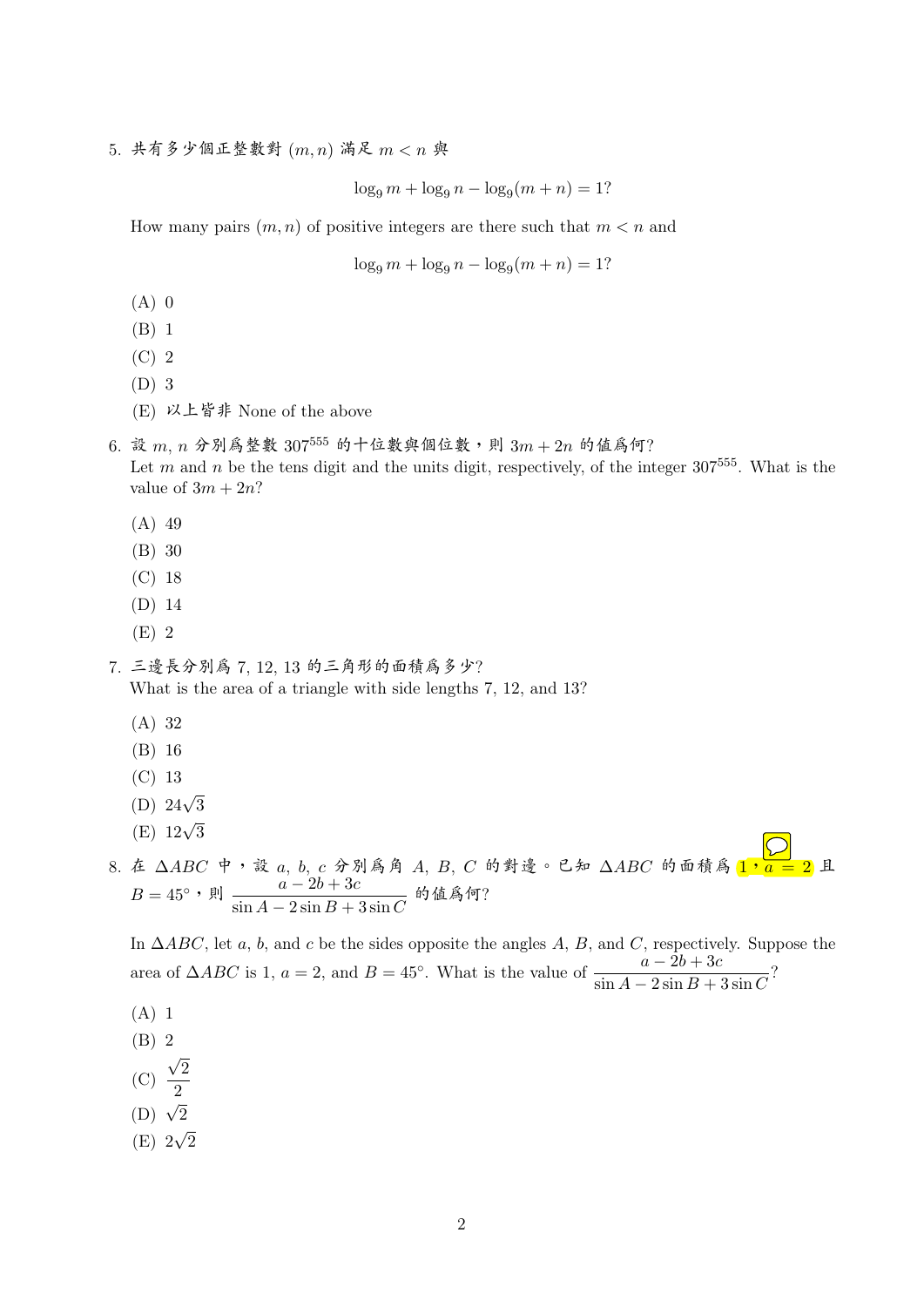5. 共有多少個正整數對 $(m, n)$ 滿足 $m < n$ 與

$$\log_9 m + \log_9 n - \log_9(m+n) = 1?$$

How many pairs $(m, n)$ of positive integers are there such that $m < n$ and

$$\log_9 m + \log_9 n - \log_9(m+n) = 1?$$

(A) 0

(B) 1

(C) 2

(D) 3

(E) 以上皆非 None of the above

6. 設 $m$, $n$ 分別爲整數 $307^{555}$ 的十位數與個位數，則 $3m + 2n$ 的值爲何?
Let $m$ and $n$ be the tens digit and the units digit, respectively, of the integer $307^{555}$. What is the value of $3m + 2n$?

(A) 49

(B) 30

(C) 18

(D) 14

(E) 2

7. 三邊長分別爲 7, 12, 13 的三角形的面積爲多少?
What is the area of a triangle with side lengths 7, 12, and 13?

(A) 32

(B) 16

(C) 13

(D) $24\sqrt{3}$

(E) $12\sqrt{3}$

8. 在 $\Delta ABC$ 中，設 $a$, $b$, $c$ 分別爲角 $A$, $B$, $C$ 的對邊。已知 $\Delta ABC$ 的面積爲 1，$a = 2$ 且 $B = 45°$，則 $\dfrac{a - 2b + 3c}{\sin A - 2\sin B + 3\sin C}$ 的值爲何?

In $\Delta ABC$, let $a$, $b$, and $c$ be the sides opposite the angles $A$, $B$, and $C$, respectively. Suppose the area of $\Delta ABC$ is 1, $a = 2$, and $B = 45°$. What is the value of $\dfrac{a - 2b + 3c}{\sin A - 2\sin B + 3\sin C}$?

(A) 1

(B) 2

(C) $\dfrac{\sqrt{2}}{2}$

(D) $\sqrt{2}$

(E) $2\sqrt{2}$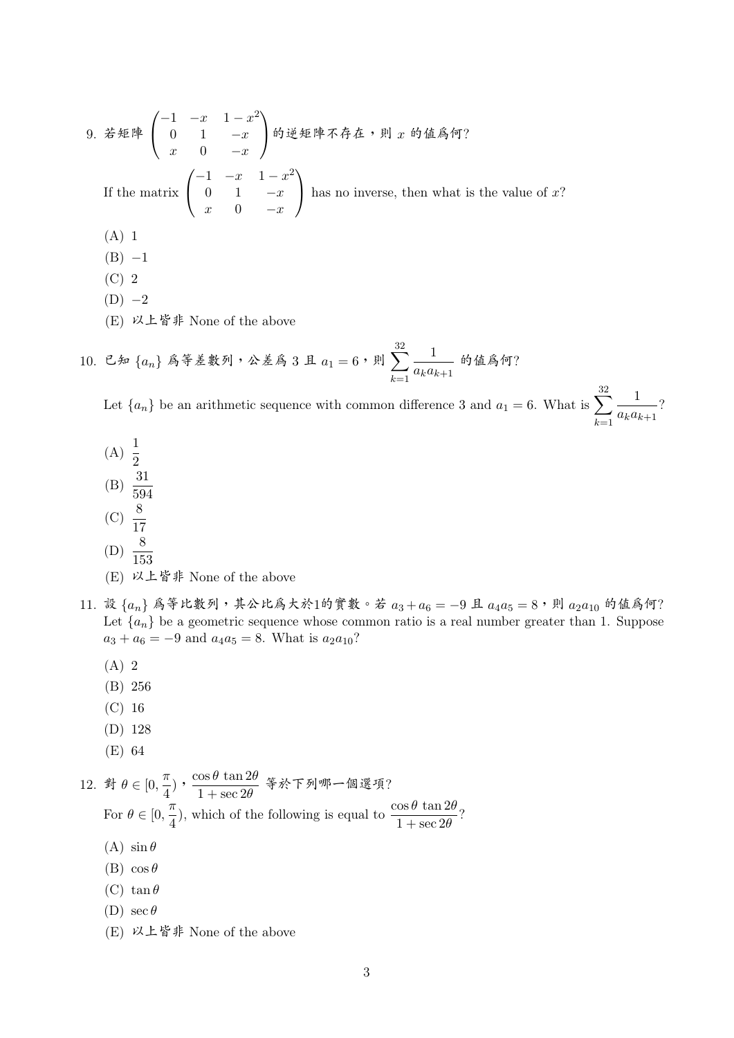9. 若矩陣 $\begin{pmatrix} -1 & -x & 1-x^2 \\ 0 & 1 & -x \\ x & 0 & -x \end{pmatrix}$ 的逆矩陣不存在，則 $x$ 的值為何?

   If the matrix $\begin{pmatrix} -1 & -x & 1-x^2 \\ 0 & 1 & -x \\ x & 0 & -x \end{pmatrix}$ has no inverse, then what is the value of $x$?

   (A) 1

   (B) $-1$

   (C) 2

   (D) $-2$

   (E) 以上皆非 None of the above

10. 已知 $\{a_n\}$ 為等差數列，公差為 3 且 $a_1 = 6$，則 $\displaystyle\sum_{k=1}^{32} \frac{1}{a_k a_{k+1}}$ 的值為何?

    Let $\{a_n\}$ be an arithmetic sequence with common difference 3 and $a_1 = 6$. What is $\displaystyle\sum_{k=1}^{32} \frac{1}{a_k a_{k+1}}$?

    (A) $\frac{1}{2}$

    (B) $\frac{31}{594}$

    (C) $\frac{8}{17}$

    (D) $\frac{8}{153}$

    (E) 以上皆非 None of the above

11. 設 $\{a_n\}$ 為等比數列，其公比為大於1的實數。若 $a_3 + a_6 = -9$ 且 $a_4 a_5 = 8$，則 $a_2 a_{10}$ 的值為何?

    Let $\{a_n\}$ be a geometric sequence whose common ratio is a real number greater than 1. Suppose $a_3 + a_6 = -9$ and $a_4 a_5 = 8$. What is $a_2 a_{10}$?

    (A) 2

    (B) 256

    (C) 16

    (D) 128

    (E) 64

12. 對 $\theta \in [0, \frac{\pi}{4})$，$\dfrac{\cos\theta \tan 2\theta}{1 + \sec 2\theta}$ 等於下列哪一個選項?

    For $\theta \in [0, \frac{\pi}{4})$, which of the following is equal to $\dfrac{\cos\theta \tan 2\theta}{1 + \sec 2\theta}$?

    (A) $\sin\theta$

    (B) $\cos\theta$

    (C) $\tan\theta$

    (D) $\sec\theta$

    (E) 以上皆非 None of the above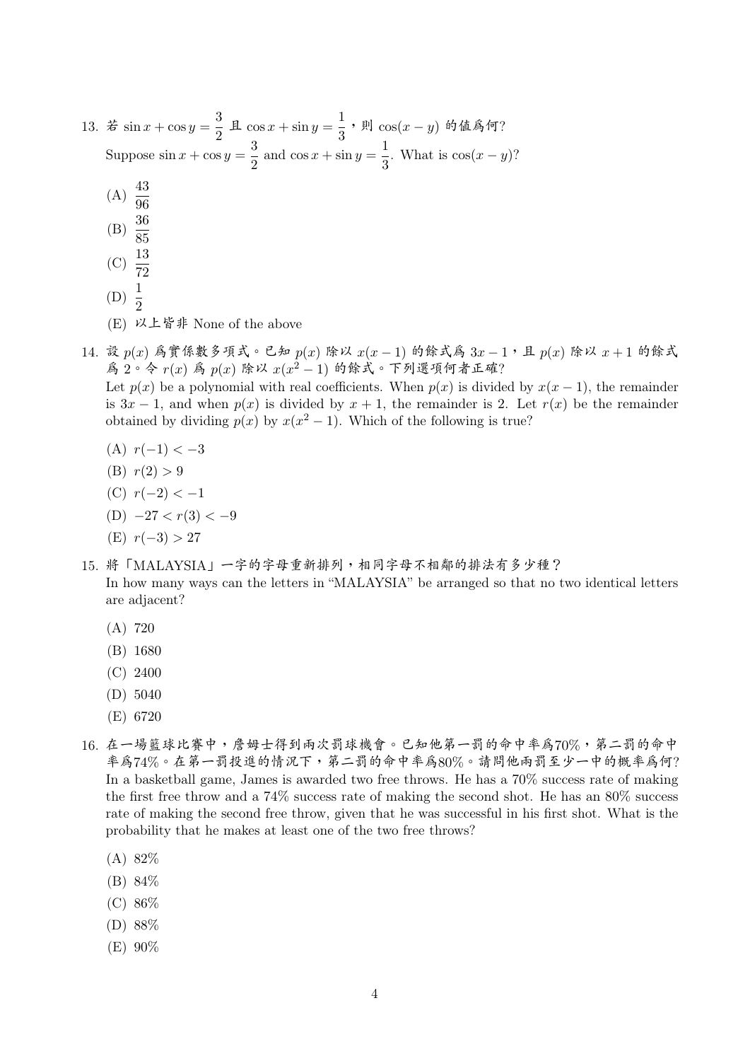13. 若 $\sin x + \cos y = \dfrac{3}{2}$ 且 $\cos x + \sin y = \dfrac{1}{3}$，則 $\cos(x-y)$ 的值爲何?
Suppose $\sin x + \cos y = \dfrac{3}{2}$ and $\cos x + \sin y = \dfrac{1}{3}$. What is $\cos(x-y)$?

   (A) $\dfrac{43}{96}$
   (B) $\dfrac{36}{85}$
   (C) $\dfrac{13}{72}$
   (D) $\dfrac{1}{2}$
   (E) 以上皆非 None of the above

14. 設 $p(x)$ 爲實係數多項式。已知 $p(x)$ 除以 $x(x-1)$ 的餘式爲 $3x-1$，且 $p(x)$ 除以 $x+1$ 的餘式爲 2。令 $r(x)$ 爲 $p(x)$ 除以 $x(x^2-1)$ 的餘式。下列選項何者正確?
Let $p(x)$ be a polynomial with real coefficients. When $p(x)$ is divided by $x(x-1)$, the remainder is $3x-1$, and when $p(x)$ is divided by $x+1$, the remainder is 2. Let $r(x)$ be the remainder obtained by dividing $p(x)$ by $x(x^2-1)$. Which of the following is true?

   (A) $r(-1) < -3$
   (B) $r(2) > 9$
   (C) $r(-2) < -1$
   (D) $-27 < r(3) < -9$
   (E) $r(-3) > 27$

15. 將「MALAYSIA」一字的字母重新排列，相同字母不相鄰的排法有多少種？
In how many ways can the letters in "MALAYSIA" be arranged so that no two identical letters are adjacent?

   (A) 720
   (B) 1680
   (C) 2400
   (D) 5040
   (E) 6720

16. 在一場籃球比賽中，詹姆士得到兩次罰球機會。已知他第一罰的命中率爲70%，第二罰的命中率爲74%。在第一罰投進的情況下，第二罰的命中率爲80%。請問他兩罰至少一中的概率爲何?
In a basketball game, James is awarded two free throws. He has a 70% success rate of making the first free throw and a 74% success rate of making the second shot. He has an 80% success rate of making the second free throw, given that he was successful in his first shot. What is the probability that he makes at least one of the two free throws?

   (A) 82%
   (B) 84%
   (C) 86%
   (D) 88%
   (E) 90%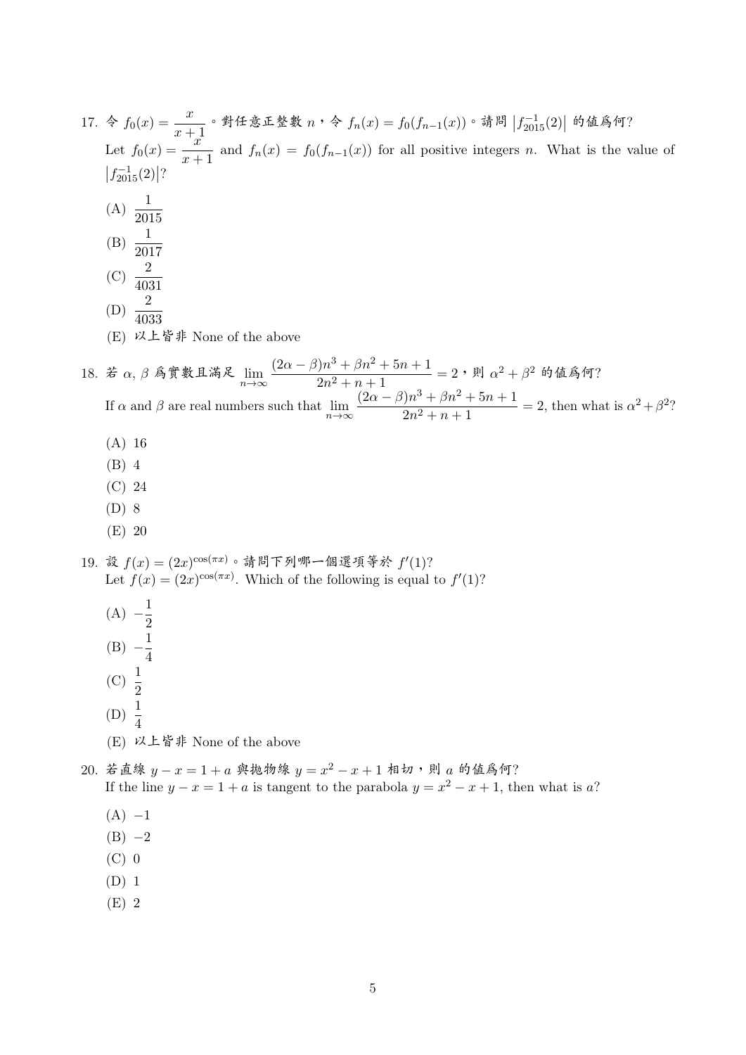17. 令 $f_0(x) = \dfrac{x}{x+1}$。對任意正整數 $n$，令 $f_n(x) = f_0(f_{n-1}(x))$。請問 $\left|f_{2015}^{-1}(2)\right|$ 的值爲何?

Let $f_0(x) = \dfrac{x}{x+1}$ and $f_n(x) = f_0(f_{n-1}(x))$ for all positive integers $n$. What is the value of $\left|f_{2015}^{-1}(2)\right|$?

(A) $\dfrac{1}{2015}$

(B) $\dfrac{1}{2017}$

(C) $\dfrac{2}{4031}$

(D) $\dfrac{2}{4033}$

(E) 以上皆非 None of the above

18. 若 $\alpha, \beta$ 爲實數且滿足 $\lim\limits_{n\to\infty} \dfrac{(2\alpha-\beta)n^3+\beta n^2+5n+1}{2n^2+n+1} = 2$，則 $\alpha^2+\beta^2$ 的值爲何?

If $\alpha$ and $\beta$ are real numbers such that $\lim\limits_{n\to\infty} \dfrac{(2\alpha-\beta)n^3+\beta n^2+5n+1}{2n^2+n+1} = 2$, then what is $\alpha^2+\beta^2$?

(A) 16

(B) 4

(C) 24

(D) 8

(E) 20

19. 設 $f(x) = (2x)^{\cos(\pi x)}$。請問下列哪一個選項等於 $f'(1)$?

Let $f(x) = (2x)^{\cos(\pi x)}$. Which of the following is equal to $f'(1)$?

(A) $-\dfrac{1}{2}$

(B) $-\dfrac{1}{4}$

(C) $\dfrac{1}{2}$

(D) $\dfrac{1}{4}$

(E) 以上皆非 None of the above

20. 若直線 $y-x = 1+a$ 與拋物線 $y = x^2-x+1$ 相切，則 $a$ 的值爲何?

If the line $y-x = 1+a$ is tangent to the parabola $y = x^2-x+1$, then what is $a$?

(A) $-1$

(B) $-2$

(C) 0

(D) 1

(E) 2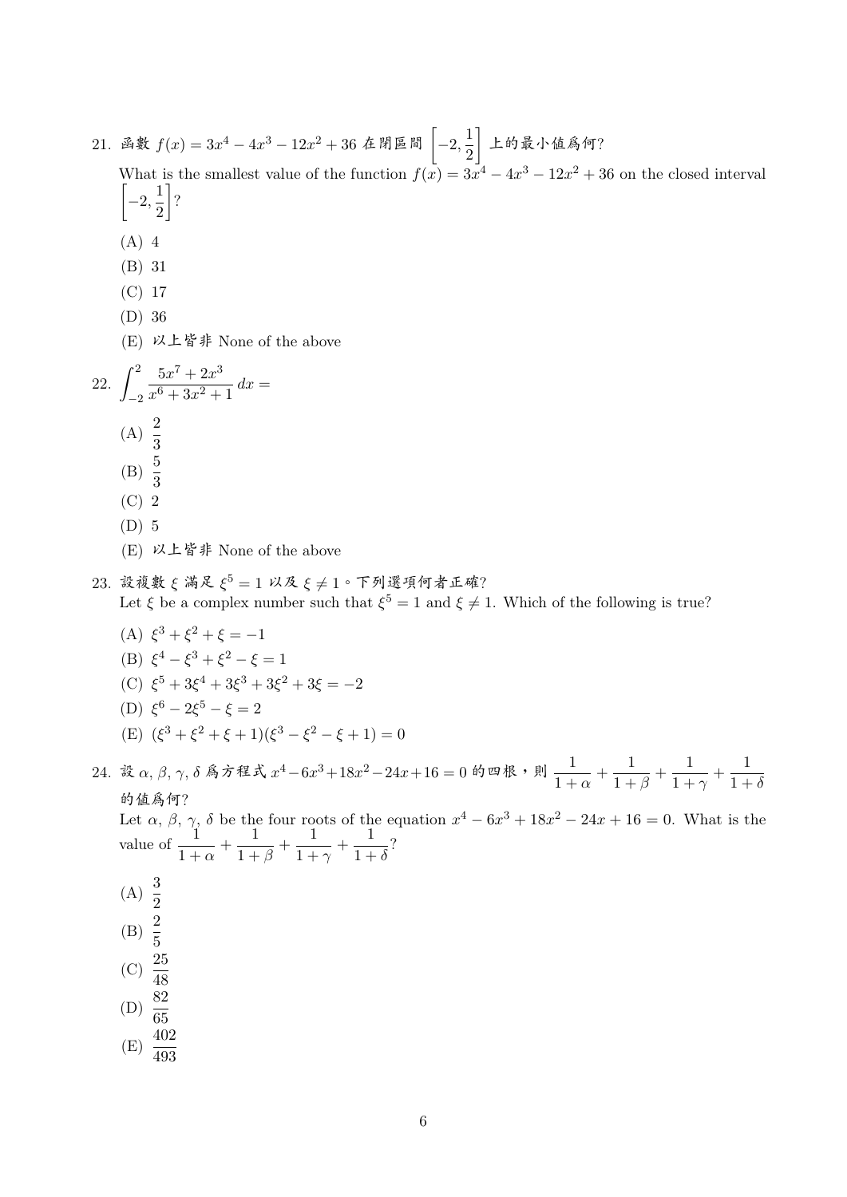21. 函數 $f(x) = 3x^4 - 4x^3 - 12x^2 + 36$ 在閉區間 $\left[-2, \frac{1}{2}\right]$ 上的最小值爲何?

What is the smallest value of the function $f(x) = 3x^4 - 4x^3 - 12x^2 + 36$ on the closed interval $\left[-2, \frac{1}{2}\right]$?

(A) 4

(B) 31

(C) 17

(D) 36

(E) 以上皆非 None of the above

22. $\displaystyle\int_{-2}^{2} \frac{5x^7 + 2x^3}{x^6 + 3x^2 + 1}\, dx =$

(A) $\frac{2}{3}$

(B) $\frac{5}{3}$

(C) 2

(D) 5

(E) 以上皆非 None of the above

23. 設複數 $\xi$ 滿足 $\xi^5 = 1$ 以及 $\xi \neq 1$。下列選項何者正確?

Let $\xi$ be a complex number such that $\xi^5 = 1$ and $\xi \neq 1$. Which of the following is true?

(A) $\xi^3 + \xi^2 + \xi = -1$

(B) $\xi^4 - \xi^3 + \xi^2 - \xi = 1$

(C) $\xi^5 + 3\xi^4 + 3\xi^3 + 3\xi^2 + 3\xi = -2$

(D) $\xi^6 - 2\xi^5 - \xi = 2$

(E) $(\xi^3 + \xi^2 + \xi + 1)(\xi^3 - \xi^2 - \xi + 1) = 0$

24. 設 $\alpha, \beta, \gamma, \delta$ 爲方程式 $x^4 - 6x^3 + 18x^2 - 24x + 16 = 0$ 的四根，則 $\frac{1}{1+\alpha} + \frac{1}{1+\beta} + \frac{1}{1+\gamma} + \frac{1}{1+\delta}$ 的值爲何?

Let $\alpha, \beta, \gamma, \delta$ be the four roots of the equation $x^4 - 6x^3 + 18x^2 - 24x + 16 = 0$. What is the value of $\frac{1}{1+\alpha} + \frac{1}{1+\beta} + \frac{1}{1+\gamma} + \frac{1}{1+\delta}$?

(A) $\frac{3}{2}$

(B) $\frac{2}{5}$

(C) $\frac{25}{48}$

(D) $\frac{82}{65}$

(E) $\frac{402}{493}$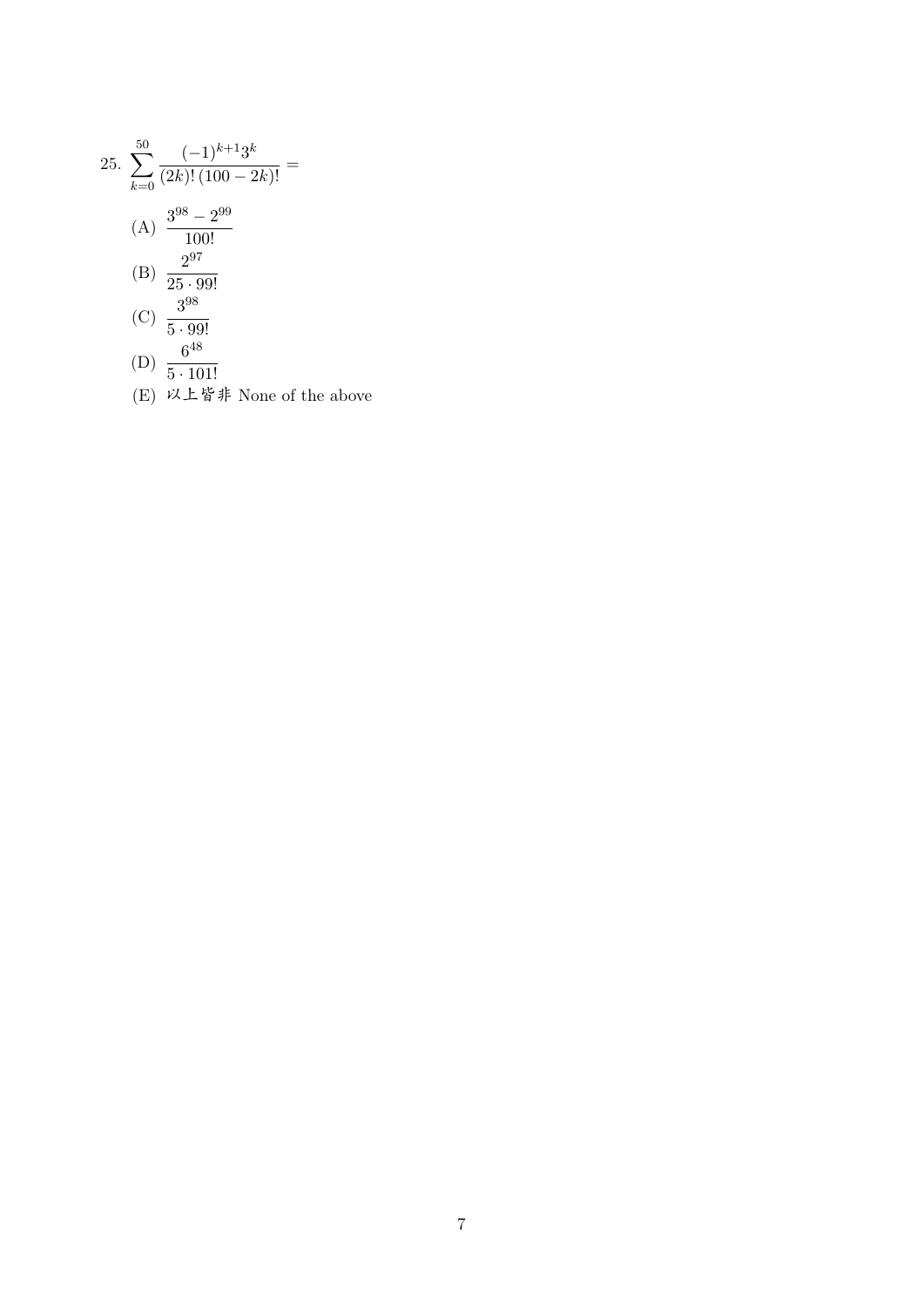25. $\displaystyle\sum_{k=0}^{50} \frac{(-1)^{k+1}3^k}{(2k)!\,(100-2k)!} =$

(A) $\dfrac{3^{98}-2^{99}}{100!}$

(B) $\dfrac{2^{97}}{25 \cdot 99!}$

(C) $\dfrac{3^{98}}{5 \cdot 99!}$

(D) $\dfrac{6^{48}}{5 \cdot 101!}$

(E) 以上皆非 None of the above